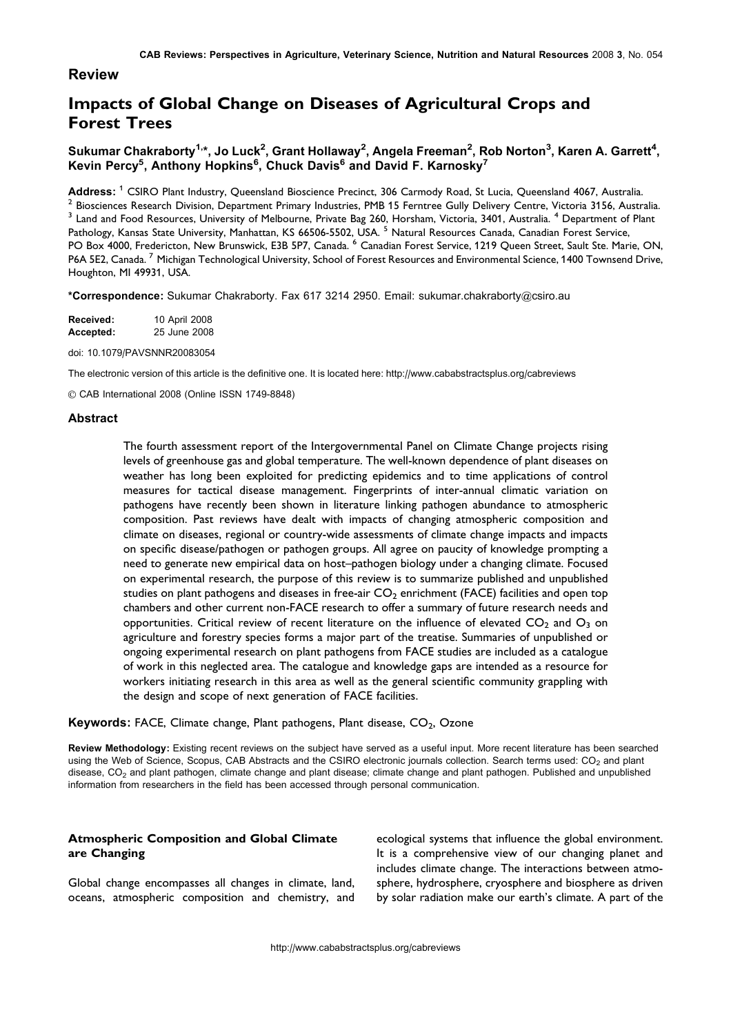**Review**

# Impacts of Global Change on Diseases of Agricultural Crops and Forest Trees

**Sukumar Chakraborty[1,*], Jo Luck[2], Grant Hollaway[2], Angela Freeman[2], Rob Norton[3], Karen A. Garrett[4], Kevin Percy[5], Anthony Hopkins[6], Chuck Davis[6] and David F. Karnosky[7]**

**Address:** [1] CSIRO Plant Industry, Queensland Bioscience Precinct, 306 Carmody Road, St Lucia, Queensland 4067, Australia. [2] Biosciences Research Division, Department Primary Industries, PMB 15 Ferntree Gully Delivery Centre, Victoria 3156, Australia. [3] Land and Food Resources, University of Melbourne, Private Bag 260, Horsham, Victoria, 3401, Australia. [4] Department of Plant Pathology, Kansas State University, Manhattan, KS 66506-5502, USA. [5] Natural Resources Canada, Canadian Forest Service, PO Box 4000, Fredericton, New Brunswick, E3B 5P7, Canada. [6] Canadian Forest Service, 1219 Queen Street, Sault Ste. Marie, ON, P6A 5E2, Canada. [7] Michigan Technological University, School of Forest Resources and Environmental Science, 1400 Townsend Drive, Houghton, MI 49931, USA.

**\*Correspondence:** Sukumar Chakraborty. Fax 617 3214 2950. Email: sukumar.chakraborty@csiro.au

**Received:** 10 April 2008
**Accepted:** 25 June 2008

doi: 10.1079/PAVSNNR20083054

The electronic version of this article is the definitive one. It is located here: http://www.cababstractsplus.org/cabreviews

© CAB International 2008 (Online ISSN 1749-8848)

## Abstract

The fourth assessment report of the Intergovernmental Panel on Climate Change projects rising levels of greenhouse gas and global temperature. The well-known dependence of plant diseases on weather has long been exploited for predicting epidemics and to time applications of control measures for tactical disease management. Fingerprints of inter-annual climatic variation on pathogens have recently been shown in literature linking pathogen abundance to atmospheric composition. Past reviews have dealt with impacts of changing atmospheric composition and climate on diseases, regional or country-wide assessments of climate change impacts and impacts on specific disease/pathogen or pathogen groups. All agree on paucity of knowledge prompting a need to generate new empirical data on host–pathogen biology under a changing climate. Focused on experimental research, the purpose of this review is to summarize published and unpublished studies on plant pathogens and diseases in free-air $CO_2$ enrichment (FACE) facilities and open top chambers and other current non-FACE research to offer a summary of future research needs and opportunities. Critical review of recent literature on the influence of elevated $CO_2$ and $O_3$ on agriculture and forestry species forms a major part of the treatise. Summaries of unpublished or ongoing experimental research on plant pathogens from FACE studies are included as a catalogue of work in this neglected area. The catalogue and knowledge gaps are intended as a resource for workers initiating research in this area as well as the general scientific community grappling with the design and scope of next generation of FACE facilities.

**Keywords:** FACE, Climate change, Plant pathogens, Plant disease, $CO_2$, Ozone

**Review Methodology:** Existing recent reviews on the subject have served as a useful input. More recent literature has been searched using the Web of Science, Scopus, CAB Abstracts and the CSIRO electronic journals collection. Search terms used: $CO_2$ and plant disease, $CO_2$ and plant pathogen, climate change and plant disease; climate change and plant pathogen. Published and unpublished information from researchers in the field has been accessed through personal communication.

## Atmospheric Composition and Global Climate are Changing

Global change encompasses all changes in climate, land, oceans, atmospheric composition and chemistry, and ecological systems that influence the global environment. It is a comprehensive view of our changing planet and includes climate change. The interactions between atmosphere, hydrosphere, cryosphere and biosphere as driven by solar radiation make our earth's climate. A part of the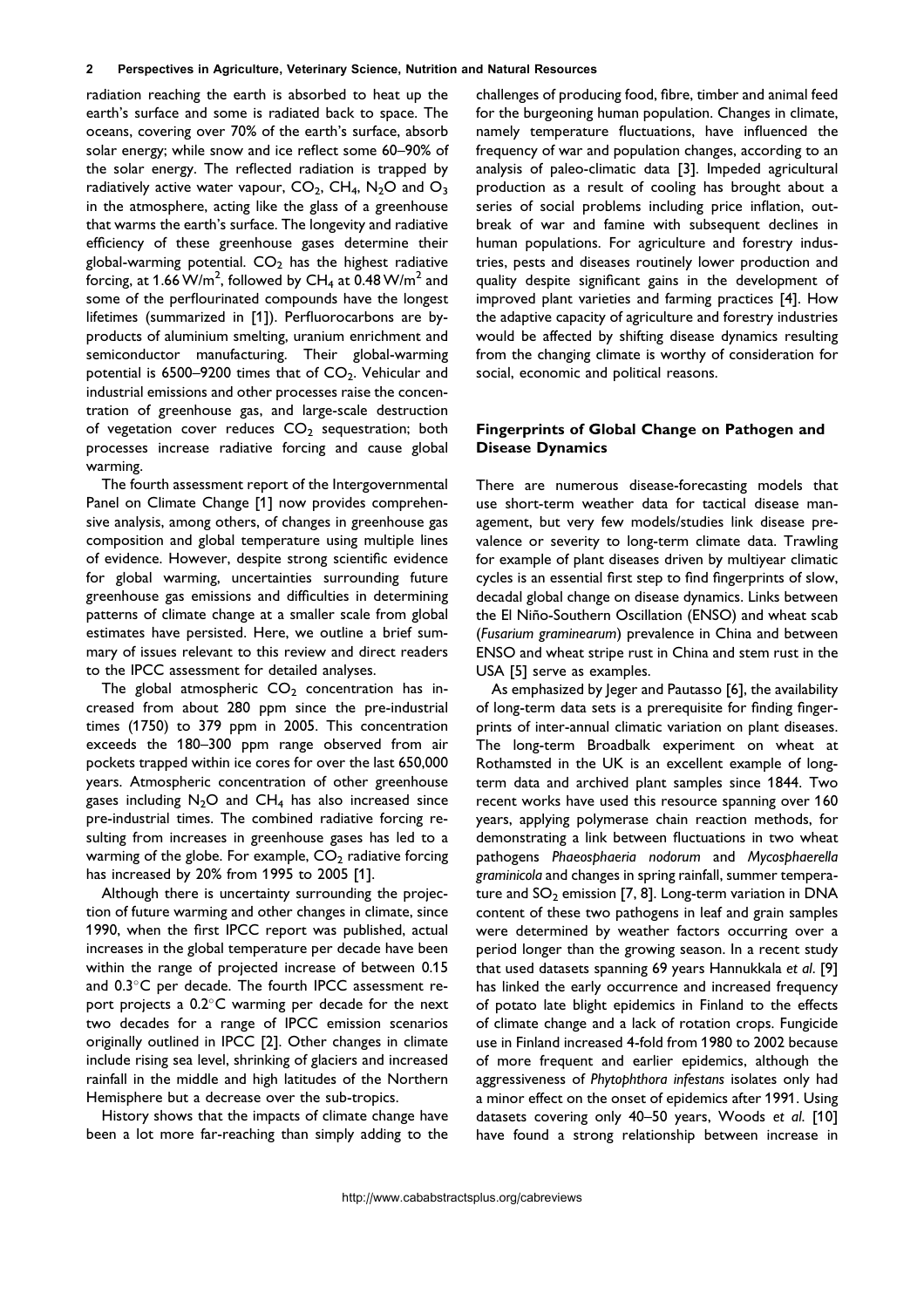radiation reaching the earth is absorbed to heat up the earth's surface and some is radiated back to space. The oceans, covering over 70% of the earth's surface, absorb solar energy; while snow and ice reflect some 60–90% of the solar energy. The reflected radiation is trapped by radiatively active water vapour, $CO_2$, $CH_4$, $N_2O$ and $O_3$ in the atmosphere, acting like the glass of a greenhouse that warms the earth's surface. The longevity and radiative efficiency of these greenhouse gases determine their global-warming potential. $CO_2$ has the highest radiative forcing, at 1.66 $W/m^2$, followed by $CH_4$ at 0.48 $W/m^2$ and some of the perflourinated compounds have the longest lifetimes (summarized in [1]). Perfluorocarbons are by-products of aluminium smelting, uranium enrichment and semiconductor manufacturing. Their global-warming potential is 6500–9200 times that of $CO_2$. Vehicular and industrial emissions and other processes raise the concentration of greenhouse gas, and large-scale destruction of vegetation cover reduces $CO_2$ sequestration; both processes increase radiative forcing and cause global warming.

The fourth assessment report of the Intergovernmental Panel on Climate Change [1] now provides comprehensive analysis, among others, of changes in greenhouse gas composition and global temperature using multiple lines of evidence. However, despite strong scientific evidence for global warming, uncertainties surrounding future greenhouse gas emissions and difficulties in determining patterns of climate change at a smaller scale from global estimates have persisted. Here, we outline a brief summary of issues relevant to this review and direct readers to the IPCC assessment for detailed analyses.

The global atmospheric $CO_2$ concentration has increased from about 280 ppm since the pre-industrial times (1750) to 379 ppm in 2005. This concentration exceeds the 180–300 ppm range observed from air pockets trapped within ice cores for over the last 650,000 years. Atmospheric concentration of other greenhouse gases including $N_2O$ and $CH_4$ has also increased since pre-industrial times. The combined radiative forcing resulting from increases in greenhouse gases has led to a warming of the globe. For example, $CO_2$ radiative forcing has increased by 20% from 1995 to 2005 [1].

Although there is uncertainty surrounding the projection of future warming and other changes in climate, since 1990, when the first IPCC report was published, actual increases in the global temperature per decade have been within the range of projected increase of between 0.15 and 0.3°C per decade. The fourth IPCC assessment report projects a 0.2°C warming per decade for the next two decades for a range of IPCC emission scenarios originally outlined in IPCC [2]. Other changes in climate include rising sea level, shrinking of glaciers and increased rainfall in the middle and high latitudes of the Northern Hemisphere but a decrease over the sub-tropics.

History shows that the impacts of climate change have been a lot more far-reaching than simply adding to the challenges of producing food, fibre, timber and animal feed for the burgeoning human population. Changes in climate, namely temperature fluctuations, have influenced the frequency of war and population changes, according to an analysis of paleo-climatic data [3]. Impeded agricultural production as a result of cooling has brought about a series of social problems including price inflation, outbreak of war and famine with subsequent declines in human populations. For agriculture and forestry industries, pests and diseases routinely lower production and quality despite significant gains in the development of improved plant varieties and farming practices [4]. How the adaptive capacity of agriculture and forestry industries would be affected by shifting disease dynamics resulting from the changing climate is worthy of consideration for social, economic and political reasons.

## Fingerprints of Global Change on Pathogen and Disease Dynamics

There are numerous disease-forecasting models that use short-term weather data for tactical disease management, but very few models/studies link disease prevalence or severity to long-term climate data. Trawling for example of plant diseases driven by multiyear climatic cycles is an essential first step to find fingerprints of slow, decadal global change on disease dynamics. Links between the El Niño-Southern Oscillation (ENSO) and wheat scab (*Fusarium graminearum*) prevalence in China and between ENSO and wheat stripe rust in China and stem rust in the USA [5] serve as examples.

As emphasized by Jeger and Pautasso [6], the availability of long-term data sets is a prerequisite for finding fingerprints of inter-annual climatic variation on plant diseases. The long-term Broadbalk experiment on wheat at Rothamsted in the UK is an excellent example of long-term data and archived plant samples since 1844. Two recent works have used this resource spanning over 160 years, applying polymerase chain reaction methods, for demonstrating a link between fluctuations in two wheat pathogens *Phaeosphaeria nodorum* and *Mycosphaerella graminicola* and changes in spring rainfall, summer temperature and $SO_2$ emission [7, 8]. Long-term variation in DNA content of these two pathogens in leaf and grain samples were determined by weather factors occurring over a period longer than the growing season. In a recent study that used datasets spanning 69 years Hannukkala *et al*. [9] has linked the early occurrence and increased frequency of potato late blight epidemics in Finland to the effects of climate change and a lack of rotation crops. Fungicide use in Finland increased 4-fold from 1980 to 2002 because of more frequent and earlier epidemics, although the aggressiveness of *Phytophthora infestans* isolates only had a minor effect on the onset of epidemics after 1991. Using datasets covering only 40–50 years, Woods *et al.* [10] have found a strong relationship between increase in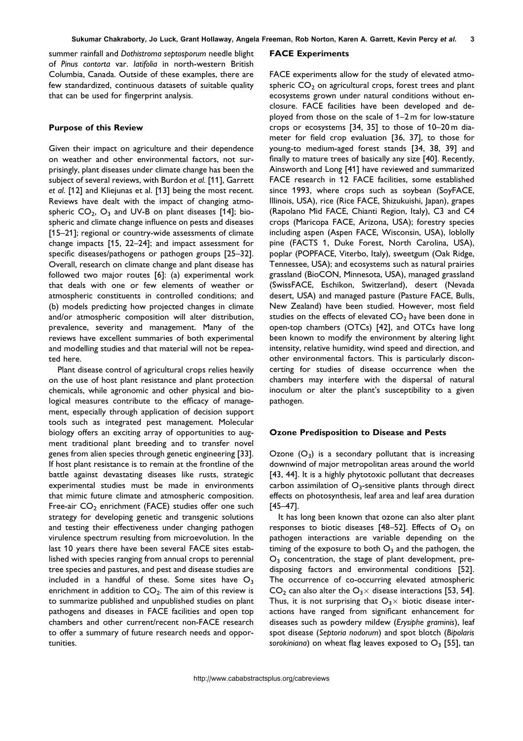summer rainfall and *Dothistroma septosporum* needle blight of *Pinus contorta* var. *latifolia* in north-western British Columbia, Canada. Outside of these examples, there are few standardized, continuous datasets of suitable quality that can be used for fingerprint analysis.

### Purpose of this Review

Given their impact on agriculture and their dependence on weather and other environmental factors, not surprisingly, plant diseases under climate change has been the subject of several reviews, with Burdon *et al.* [11], Garrett *et al.* [12] and Kliejunas et al. [13] being the most recent. Reviews have dealt with the impact of changing atmospheric $CO_2$, $O_3$ and UV-B on plant diseases [14]; biospheric and climate change influence on pests and diseases [15–21]; regional or country-wide assessments of climate change impacts [15, 22–24]; and impact assessment for specific diseases/pathogens or pathogen groups [25–32]. Overall, research on climate change and plant disease has followed two major routes [6]: (a) experimental work that deals with one or few elements of weather or atmospheric constituents in controlled conditions; and (b) models predicting how projected changes in climate and/or atmospheric composition will alter distribution, prevalence, severity and management. Many of the reviews have excellent summaries of both experimental and modelling studies and that material will not be repeated here.

Plant disease control of agricultural crops relies heavily on the use of host plant resistance and plant protection chemicals, while agronomic and other physical and biological measures contribute to the efficacy of management, especially through application of decision support tools such as integrated pest management. Molecular biology offers an exciting array of opportunities to augment traditional plant breeding and to transfer novel genes from alien species through genetic engineering [33]. If host plant resistance is to remain at the frontline of the battle against devastating diseases like rusts, strategic experimental studies must be made in environments that mimic future climate and atmospheric composition. Free-air $CO_2$ enrichment (FACE) studies offer one such strategy for developing genetic and transgenic solutions and testing their effectiveness under changing pathogen virulence spectrum resulting from microevolution. In the last 10 years there have been several FACE sites established with species ranging from annual crops to perennial tree species and pastures, and pest and disease studies are included in a handful of these. Some sites have $O_3$ enrichment in addition to $CO_2$. The aim of this review is to summarize published and unpublished studies on plant pathogens and diseases in FACE facilities and open top chambers and other current/recent non-FACE research to offer a summary of future research needs and opportunities.

### FACE Experiments

FACE experiments allow for the study of elevated atmospheric $CO_2$ on agricultural crops, forest trees and plant ecosystems grown under natural conditions without enclosure. FACE facilities have been developed and deployed from those on the scale of 1–2 m for low-stature crops or ecosystems [34, 35] to those of 10–20 m diameter for field crop evaluation [36, 37], to those for young-to medium-aged forest stands [34, 38, 39] and finally to mature trees of basically any size [40]. Recently, Ainsworth and Long [41] have reviewed and summarized FACE research in 12 FACE facilities, some established since 1993, where crops such as soybean (SoyFACE, Illinois, USA), rice (Rice FACE, Shizukuishi, Japan), grapes (Rapolano Mid FACE, Chianti Region, Italy), C3 and C4 crops (Maricopa FACE, Arizona, USA); forestry species including aspen (Aspen FACE, Wisconsin, USA), loblolly pine (FACTS 1, Duke Forest, North Carolina, USA), poplar (POPFACE, Viterbo, Italy), sweetgum (Oak Ridge, Tennessee, USA); and ecosystems such as natural prairies grassland (BioCON, Minnesota, USA), managed grassland (SwissFACE, Eschikon, Switzerland), desert (Nevada desert, USA) and managed pasture (Pasture FACE, Bulls, New Zealand) have been studied. However, most field studies on the effects of elevated $CO_2$ have been done in open-top chambers (OTCs) [42], and OTCs have long been known to modify the environment by altering light intensity, relative humidity, wind speed and direction, and other environmental factors. This is particularly disconcerting for studies of disease occurrence when the chambers may interfere with the dispersal of natural inoculum or alter the plant's susceptibility to a given pathogen.

### Ozone Predisposition to Disease and Pests

Ozone ($O_3$) is a secondary pollutant that is increasing downwind of major metropolitan areas around the world [43, 44]. It is a highly phytotoxic pollutant that decreases carbon assimilation of $O_3$-sensitive plants through direct effects on photosynthesis, leaf area and leaf area duration [45–47].

It has long been known that ozone can also alter plant responses to biotic diseases [48–52]. Effects of $O_3$ on pathogen interactions are variable depending on the timing of the exposure to both $O_3$ and the pathogen, the $O_3$ concentration, the stage of plant development, predisposing factors and environmental conditions [52]. The occurrence of co-occurring elevated atmospheric $CO_2$ can also alter the $O_3\times$ disease interactions [53, 54]. Thus, it is not surprising that $O_3\times$ biotic disease interactions have ranged from significant enhancement for diseases such as powdery mildew (*Erysiphe graminis*), leaf spot disease (*Septoria nodorum*) and spot blotch (*Bipolaris sorokiniana*) on wheat flag leaves exposed to $O_3$ [55], tan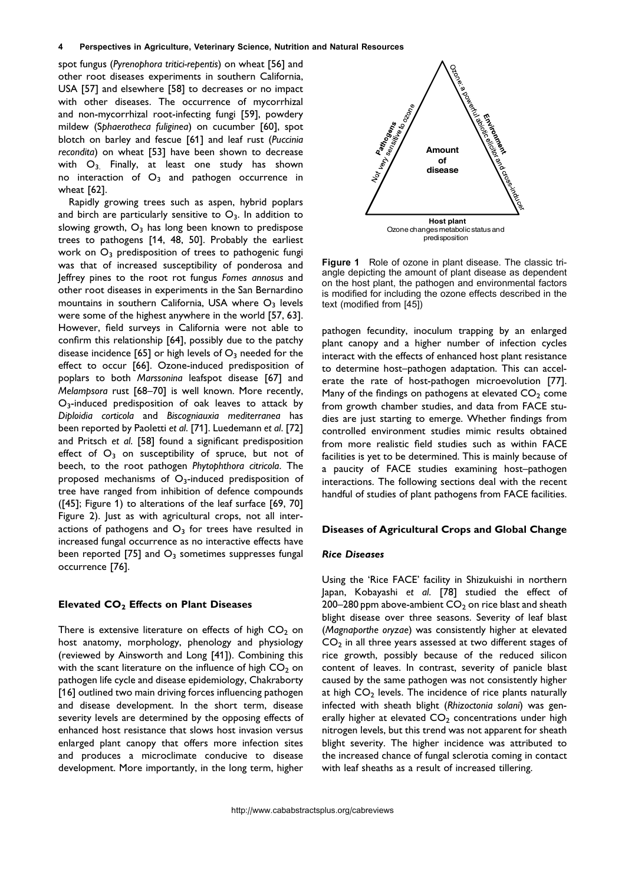spot fungus (*Pyrenophora tritici-repentis*) on wheat [56] and other root diseases experiments in southern California, USA [57] and elsewhere [58] to decreases or no impact with other diseases. The occurrence of mycorrhizal and non-mycorrhizal root-infecting fungi [59], powdery mildew (*Sphaerotheca fuliginea*) on cucumber [60], spot blotch on barley and fescue [61] and leaf rust (*Puccinia recondita*) on wheat [53] have been shown to decrease with $O_3$. Finally, at least one study has shown no interaction of $O_3$ and pathogen occurrence in wheat [62].

Rapidly growing trees such as aspen, hybrid poplars and birch are particularly sensitive to $O_3$. In addition to slowing growth, $O_3$ has long been known to predispose trees to pathogens [14, 48, 50]. Probably the earliest work on $O_3$ predisposition of trees to pathogenic fungi was that of increased susceptibility of ponderosa and Jeffrey pines to the root rot fungus *Fomes annosus* and other root diseases in experiments in the San Bernardino mountains in southern California, USA where $O_3$ levels were some of the highest anywhere in the world [57, 63]. However, field surveys in California were not able to confirm this relationship [64], possibly due to the patchy disease incidence [65] or high levels of $O_3$ needed for the effect to occur [66]. Ozone-induced predisposition of poplars to both *Marssonina* leafspot disease [67] and *Melampsora* rust [68–70] is well known. More recently, $O_3$-induced predisposition of oak leaves to attack by *Diploidia corticola* and *Biscogniauxia mediterranea* has been reported by Paoletti *et al.* [71]. Luedemann *et al.* [72] and Pritsch *et al.* [58] found a significant predisposition effect of $O_3$ on susceptibility of spruce, but not of beech, to the root pathogen *Phytophthora citricola*. The proposed mechanisms of $O_3$-induced predisposition of tree have ranged from inhibition of defence compounds ([45]; Figure 1) to alterations of the leaf surface [69, 70] Figure 2). Just as with agricultural crops, not all interactions of pathogens and $O_3$ for trees have resulted in increased fungal occurrence as no interactive effects have been reported [75] and $O_3$ sometimes suppresses fungal occurrence [76].

**Figure 1** Role of ozone in plant disease. The classic triangle depicting the amount of plant disease as dependent on the host plant, the pathogen and environmental factors is modified for including the ozone effects described in the text (modified from [45])

## Elevated $CO_2$ Effects on Plant Diseases

There is extensive literature on effects of high $CO_2$ on host anatomy, morphology, phenology and physiology (reviewed by Ainsworth and Long [41]). Combining this with the scant literature on the influence of high $CO_2$ on pathogen life cycle and disease epidemiology, Chakraborty [16] outlined two main driving forces influencing pathogen and disease development. In the short term, disease severity levels are determined by the opposing effects of enhanced host resistance that slows host invasion versus enlarged plant canopy that offers more infection sites and produces a microclimate conducive to disease development. More importantly, in the long term, higher pathogen fecundity, inoculum trapping by an enlarged plant canopy and a higher number of infection cycles interact with the effects of enhanced host plant resistance to determine host–pathogen adaptation. This can accelerate the rate of host-pathogen microevolution [77]. Many of the findings on pathogens at elevated $CO_2$ come from growth chamber studies, and data from FACE studies are just starting to emerge. Whether findings from controlled environment studies mimic results obtained from more realistic field studies such as within FACE facilities is yet to be determined. This is mainly because of a paucity of FACE studies examining host–pathogen interactions. The following sections deal with the recent handful of studies of plant pathogens from FACE facilities.

## Diseases of Agricultural Crops and Global Change

### *Rice Diseases*

Using the 'Rice FACE' facility in Shizukuishi in northern Japan, Kobayashi *et al.* [78] studied the effect of 200–280 ppm above-ambient $CO_2$ on rice blast and sheath blight disease over three seasons. Severity of leaf blast (*Magnaporthe oryzae*) was consistently higher at elevated $CO_2$ in all three years assessed at two different stages of rice growth, possibly because of the reduced silicon content of leaves. In contrast, severity of panicle blast caused by the same pathogen was not consistently higher at high $CO_2$ levels. The incidence of rice plants naturally infected with sheath blight (*Rhizoctonia solani*) was generally higher at elevated $CO_2$ concentrations under high nitrogen levels, but this trend was not apparent for sheath blight severity. The higher incidence was attributed to the increased chance of fungal sclerotia coming in contact with leaf sheaths as a result of increased tillering.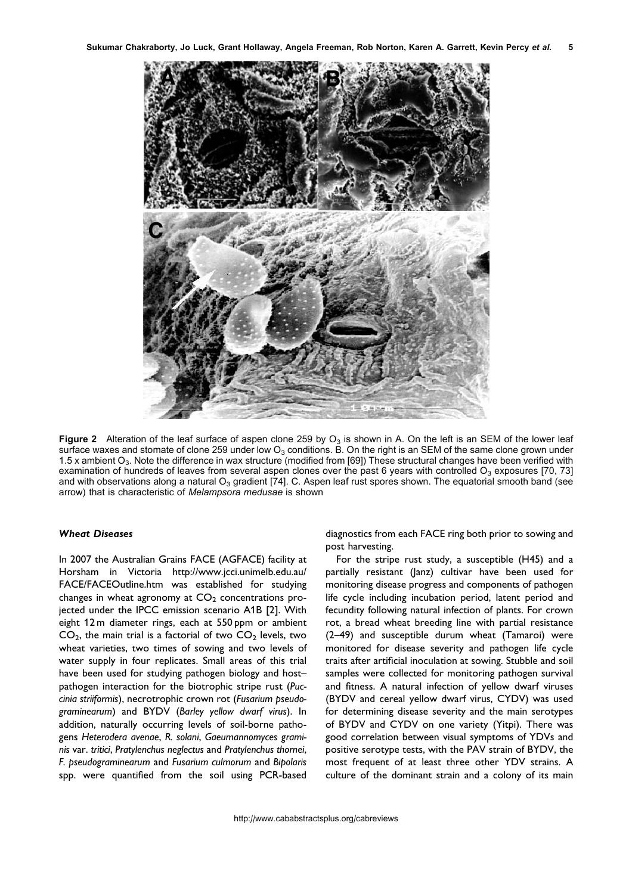**Figure 2** Alteration of the leaf surface of aspen clone 259 by $O_3$ is shown in A. On the left is an SEM of the lower leaf surface waxes and stomate of clone 259 under low $O_3$ conditions. B. On the right is an SEM of the same clone grown under 1.5 x ambient $O_3$. Note the difference in wax structure (modified from [69]) These structural changes have been verified with examination of hundreds of leaves from several aspen clones over the past 6 years with controlled $O_3$ exposures [70, 73] and with observations along a natural $O_3$ gradient [74]. C. Aspen leaf rust spores shown. The equatorial smooth band (see arrow) that is characteristic of *Melampsora medusae* is shown

### *Wheat Diseases*

In 2007 the Australian Grains FACE (AGFACE) facility at Horsham in Victoria http://www.jcci.unimelb.edu.au/FACE/FACEOutline.htm was established for studying changes in wheat agronomy at $CO_2$ concentrations projected under the IPCC emission scenario A1B [2]. With eight 12 m diameter rings, each at 550 ppm or ambient $CO_2$, the main trial is a factorial of two $CO_2$ levels, two wheat varieties, two times of sowing and two levels of water supply in four replicates. Small areas of this trial have been used for studying pathogen biology and host–pathogen interaction for the biotrophic stripe rust (*Puccinia striiformis*), necrotrophic crown rot (*Fusarium pseudograminearum*) and BYDV (*Barley yellow dwarf virus*). In addition, naturally occurring levels of soil-borne pathogens *Heterodera avenae*, *R. solani*, *Gaeumannomyces graminis* var. *tritici*, *Pratylenchus neglectus* and *Pratylenchus thornei*, *F. pseudograminearum* and *Fusarium culmorum* and *Bipolaris* spp. were quantified from the soil using PCR-based diagnostics from each FACE ring both prior to sowing and post harvesting.

For the stripe rust study, a susceptible (H45) and a partially resistant (Janz) cultivar have been used for monitoring disease progress and components of pathogen life cycle including incubation period, latent period and fecundity following natural infection of plants. For crown rot, a bread wheat breeding line with partial resistance (2–49) and susceptible durum wheat (Tamaroi) were monitored for disease severity and pathogen life cycle traits after artificial inoculation at sowing. Stubble and soil samples were collected for monitoring pathogen survival and fitness. A natural infection of yellow dwarf viruses (BYDV and cereal yellow dwarf virus, CYDV) was used for determining disease severity and the main serotypes of BYDV and CYDV on one variety (Yitpi). There was good correlation between visual symptoms of YDVs and positive serotype tests, with the PAV strain of BYDV, the most frequent of at least three other YDV strains. A culture of the dominant strain and a colony of its main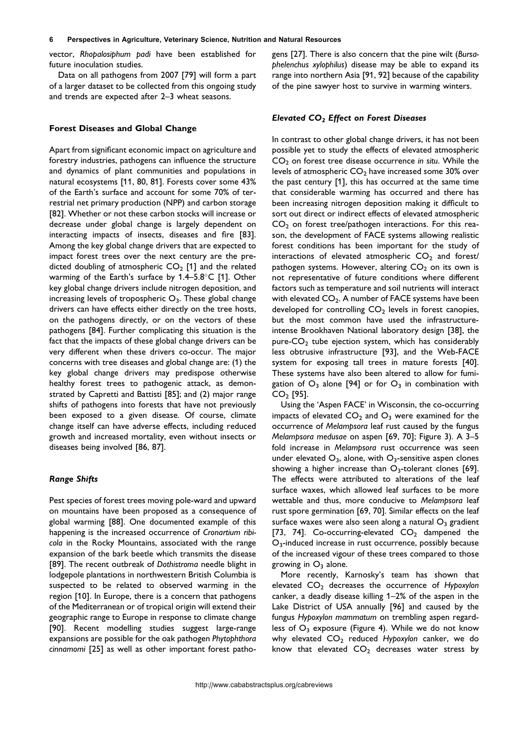vector, *Rhopalosiphum padi* have been established for future inoculation studies.

Data on all pathogens from 2007 [79] will form a part of a larger dataset to be collected from this ongoing study and trends are expected after 2–3 wheat seasons.

## Forest Diseases and Global Change

Apart from significant economic impact on agriculture and forestry industries, pathogens can influence the structure and dynamics of plant communities and populations in natural ecosystems [11, 80, 81]. Forests cover some 43% of the Earth's surface and account for some 70% of terrestrial net primary production (NPP) and carbon storage [82]. Whether or not these carbon stocks will increase or decrease under global change is largely dependent on interacting impacts of insects, diseases and fire [83]. Among the key global change drivers that are expected to impact forest trees over the next century are the predicted doubling of atmospheric $CO_2$ [1] and the related warming of the Earth's surface by 1.4–5.8°C [1]. Other key global change drivers include nitrogen deposition, and increasing levels of tropospheric $O_3$. These global change drivers can have effects either directly on the tree hosts, on the pathogens directly, or on the vectors of these pathogens [84]. Further complicating this situation is the fact that the impacts of these global change drivers can be very different when these drivers co-occur. The major concerns with tree diseases and global change are: (1) the key global change drivers may predispose otherwise healthy forest trees to pathogenic attack, as demonstrated by Capretti and Battisti [85]; and (2) major range shifts of pathogens into forests that have not previously been exposed to a given disease. Of course, climate change itself can have adverse effects, including reduced growth and increased mortality, even without insects or diseases being involved [86, 87].

### *Range Shifts*

Pest species of forest trees moving pole-ward and upward on mountains have been proposed as a consequence of global warming [88]. One documented example of this happening is the increased occurrence of *Cronartium ribicola* in the Rocky Mountains, associated with the range expansion of the bark beetle which transmits the disease [89]. The recent outbreak of *Dothistroma* needle blight in lodgepole plantations in northwestern British Columbia is suspected to be related to observed warming in the region [10]. In Europe, there is a concern that pathogens of the Mediterranean or of tropical origin will extend their geographic range to Europe in response to climate change [90]. Recent modelling studies suggest large-range expansions are possible for the oak pathogen *Phytophthora cinnamomi* [25] as well as other important forest pathogens [27]. There is also concern that the pine wilt (*Bursaphelenchus xylophilus*) disease may be able to expand its range into northern Asia [91, 92] because of the capability of the pine sawyer host to survive in warming winters.

### *Elevated $CO_2$ Effect on Forest Diseases*

In contrast to other global change drivers, it has not been possible yet to study the effects of elevated atmospheric $CO_2$ on forest tree disease occurrence *in situ*. While the levels of atmospheric $CO_2$ have increased some 30% over the past century [1], this has occurred at the same time that considerable warming has occurred and there has been increasing nitrogen deposition making it difficult to sort out direct or indirect effects of elevated atmospheric $CO_2$ on forest tree/pathogen interactions. For this reason, the development of FACE systems allowing realistic forest conditions has been important for the study of interactions of elevated atmospheric $CO_2$ and forest/pathogen systems. However, altering $CO_2$ on its own is not representative of future conditions where different factors such as temperature and soil nutrients will interact with elevated $CO_2$. A number of FACE systems have been developed for controlling $CO_2$ levels in forest canopies, but the most common have used the infrastructure-intense Brookhaven National laboratory design [38], the pure-$CO_2$ tube ejection system, which has considerably less obtrusive infrastructure [93], and the Web-FACE system for exposing tall trees in mature forests [40]. These systems have also been altered to allow for fumigation of $O_3$ alone [94] or for $O_3$ in combination with $CO_2$ [95].

Using the 'Aspen FACE' in Wisconsin, the co-occurring impacts of elevated $CO_2$ and $O_3$ were examined for the occurrence of *Melampsora* leaf rust caused by the fungus *Melampsora medusae* on aspen [69, 70]; Figure 3). A 3–5 fold increase in *Melampsora* rust occurrence was seen under elevated $O_3$, alone, with $O_3$-sensitive aspen clones showing a higher increase than $O_3$-tolerant clones [69]. The effects were attributed to alterations of the leaf surface waxes, which allowed leaf surfaces to be more wettable and thus, more conducive to *Melampsora* leaf rust spore germination [69, 70]. Similar effects on the leaf surface waxes were also seen along a natural $O_3$ gradient [73, 74]. Co-occurring-elevated $CO_2$ dampened the $O_3$-induced increase in rust occurrence, possibly because of the increased vigour of these trees compared to those growing in $O_3$ alone.

More recently, Karnosky's team has shown that elevated $CO_2$ decreases the occurrence of *Hypoxylon* canker, a deadly disease killing 1–2% of the aspen in the Lake District of USA annually [96] and caused by the fungus *Hypoxylon mammatum* on trembling aspen regardless of $O_3$ exposure (Figure 4). While we do not know why elevated $CO_2$ reduced *Hypoxylon* canker, we do know that elevated $CO_2$ decreases water stress by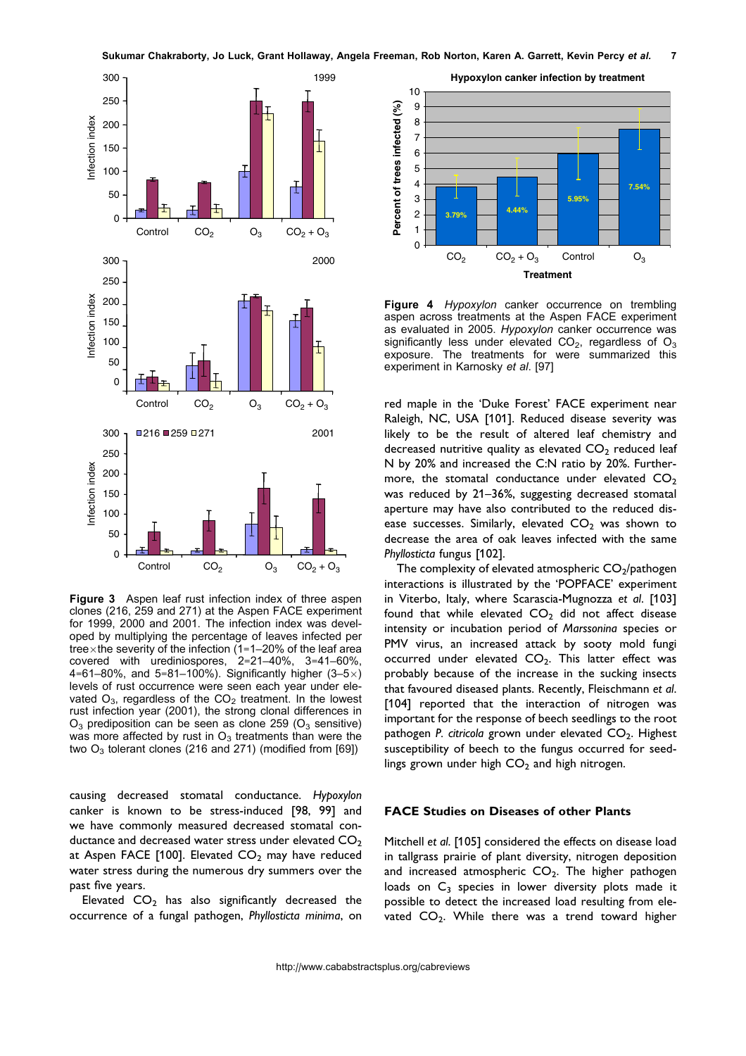**Figure 3** Aspen leaf rust infection index of three aspen clones (216, 259 and 271) at the Aspen FACE experiment for 1999, 2000 and 2001. The infection index was developed by multiplying the percentage of leaves infected per tree × the severity of the infection (1=1–20% of the leaf area covered with urediniospores, 2=21–40%, 3=41–60%, 4=61–80%, and 5=81–100%). Significantly higher (3–5×) levels of rust occurrence were seen each year under elevated $O_3$, regardless of the $CO_2$ treatment. In the lowest rust infection year (2001), the strong clonal differences in $O_3$ predisposition can be seen as clone 259 ($O_3$ sensitive) was more affected by rust in $O_3$ treatments than were the two $O_3$ tolerant clones (216 and 271) (modified from [69])

causing decreased stomatal conductance. *Hypoxylon* canker is known to be stress-induced [98, 99] and we have commonly measured decreased stomatal conductance and decreased water stress under elevated $CO_2$ at Aspen FACE [100]. Elevated $CO_2$ may have reduced water stress during the numerous dry summers over the past five years.

Elevated $CO_2$ has also significantly decreased the occurrence of a fungal pathogen, *Phyllosticta minima*, on

**Figure 4** *Hypoxylon* canker occurrence on trembling aspen across treatments at the Aspen FACE experiment as evaluated in 2005. *Hypoxylon* canker occurrence was significantly less under elevated $CO_2$, regardless of $O_3$ exposure. The treatments for were summarized this experiment in Karnosky *et al.* [97]

red maple in the 'Duke Forest' FACE experiment near Raleigh, NC, USA [101]. Reduced disease severity was likely to be the result of altered leaf chemistry and decreased nutritive quality as elevated $CO_2$ reduced leaf N by 20% and increased the C:N ratio by 20%. Furthermore, the stomatal conductance under elevated $CO_2$ was reduced by 21–36%, suggesting decreased stomatal aperture may have also contributed to the reduced disease successes. Similarly, elevated $CO_2$ was shown to decrease the area of oak leaves infected with the same *Phyllosticta* fungus [102].

The complexity of elevated atmospheric $CO_2$/pathogen interactions is illustrated by the 'POPFACE' experiment in Viterbo, Italy, where Scarascia-Mugnozza *et al.* [103] found that while elevated $CO_2$ did not affect disease intensity or incubation period of *Marssonina* species or PMV virus, an increased attack by sooty mold fungi occurred under elevated $CO_2$. This latter effect was probably because of the increase in the sucking insects that favoured diseased plants. Recently, Fleischmann *et al.* [104] reported that the interaction of nitrogen was important for the response of beech seedlings to the root pathogen *P. citricola* grown under elevated $CO_2$. Highest susceptibility of beech to the fungus occurred for seedlings grown under high $CO_2$ and high nitrogen.

## FACE Studies on Diseases of other Plants

Mitchell *et al.* [105] considered the effects on disease load in tallgrass prairie of plant diversity, nitrogen deposition and increased atmospheric $CO_2$. The higher pathogen loads on $C_3$ species in lower diversity plots made it possible to detect the increased load resulting from elevated $CO_2$. While there was a trend toward higher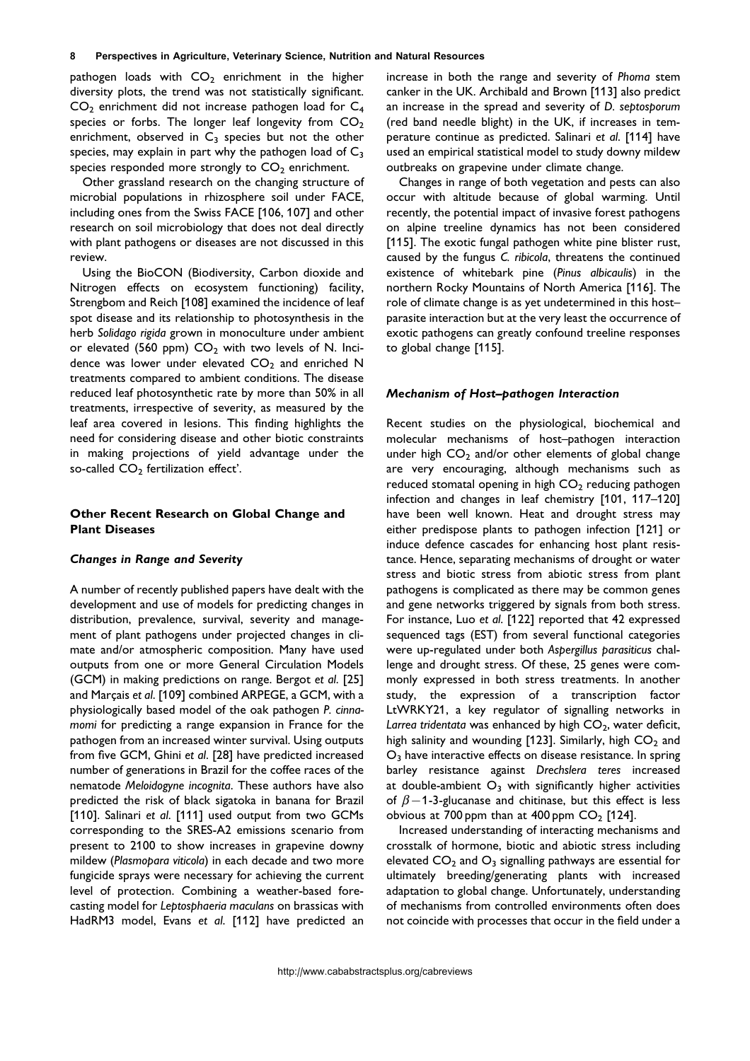pathogen loads with $CO_2$ enrichment in the higher diversity plots, the trend was not statistically significant. $CO_2$ enrichment did not increase pathogen load for $C_4$ species or forbs. The longer leaf longevity from $CO_2$ enrichment, observed in $C_3$ species but not the other species, may explain in part why the pathogen load of $C_3$ species responded more strongly to $CO_2$ enrichment.

Other grassland research on the changing structure of microbial populations in rhizosphere soil under FACE, including ones from the Swiss FACE [106, 107] and other research on soil microbiology that does not deal directly with plant pathogens or diseases are not discussed in this review.

Using the BioCON (Biodiversity, Carbon dioxide and Nitrogen effects on ecosystem functioning) facility, Strengbom and Reich [108] examined the incidence of leaf spot disease and its relationship to photosynthesis in the herb *Solidago rigida* grown in monoculture under ambient or elevated (560 ppm) $CO_2$ with two levels of N. Incidence was lower under elevated $CO_2$ and enriched N treatments compared to ambient conditions. The disease reduced leaf photosynthetic rate by more than 50% in all treatments, irrespective of severity, as measured by the leaf area covered in lesions. This finding highlights the need for considering disease and other biotic constraints in making projections of yield advantage under the so-called $CO_2$ fertilization effect'.

## Other Recent Research on Global Change and Plant Diseases

### *Changes in Range and Severity*

A number of recently published papers have dealt with the development and use of models for predicting changes in distribution, prevalence, survival, severity and management of plant pathogens under projected changes in climate and/or atmospheric composition. Many have used outputs from one or more General Circulation Models (GCM) in making predictions on range. Bergot *et al.* [25] and Marçais *et al.* [109] combined ARPEGE, a GCM, with a physiologically based model of the oak pathogen *P. cinnamomi* for predicting a range expansion in France for the pathogen from an increased winter survival. Using outputs from five GCM, Ghini *et al.* [28] have predicted increased number of generations in Brazil for the coffee races of the nematode *Meloidogyne incognita*. These authors have also predicted the risk of black sigatoka in banana for Brazil [110]. Salinari *et al.* [111] used output from two GCMs corresponding to the SRES-A2 emissions scenario from present to 2100 to show increases in grapevine downy mildew (*Plasmopara viticola*) in each decade and two more fungicide sprays were necessary for achieving the current level of protection. Combining a weather-based forecasting model for *Leptosphaeria maculans* on brassicas with HadRM3 model, Evans *et al.* [112] have predicted an increase in both the range and severity of *Phoma* stem canker in the UK. Archibald and Brown [113] also predict an increase in the spread and severity of *D. septosporum* (red band needle blight) in the UK, if increases in temperature continue as predicted. Salinari *et al.* [114] have used an empirical statistical model to study downy mildew outbreaks on grapevine under climate change.

Changes in range of both vegetation and pests can also occur with altitude because of global warming. Until recently, the potential impact of invasive forest pathogens on alpine treeline dynamics has not been considered [115]. The exotic fungal pathogen white pine blister rust, caused by the fungus *C. ribicola*, threatens the continued existence of whitebark pine (*Pinus albicaulis*) in the northern Rocky Mountains of North America [116]. The role of climate change is as yet undetermined in this host–parasite interaction but at the very least the occurrence of exotic pathogens can greatly confound treeline responses to global change [115].

### *Mechanism of Host–pathogen Interaction*

Recent studies on the physiological, biochemical and molecular mechanisms of host–pathogen interaction under high $CO_2$ and/or other elements of global change are very encouraging, although mechanisms such as reduced stomatal opening in high $CO_2$ reducing pathogen infection and changes in leaf chemistry [101, 117–120] have been well known. Heat and drought stress may either predispose plants to pathogen infection [121] or induce defence cascades for enhancing host plant resistance. Hence, separating mechanisms of drought or water stress and biotic stress from abiotic stress from plant pathogens is complicated as there may be common genes and gene networks triggered by signals from both stress. For instance, Luo *et al.* [122] reported that 42 expressed sequenced tags (EST) from several functional categories were up-regulated under both *Aspergillus parasiticus* challenge and drought stress. Of these, 25 genes were commonly expressed in both stress treatments. In another study, the expression of a transcription factor LtWRKY21, a key regulator of signalling networks in *Larrea tridentata* was enhanced by high $CO_2$, water deficit, high salinity and wounding [123]. Similarly, high $CO_2$ and $O_3$ have interactive effects on disease resistance. In spring barley resistance against *Drechslera teres* increased at double-ambient $O_3$ with significantly higher activities of $\beta-1$-3-glucanase and chitinase, but this effect is less obvious at 700 ppm than at 400 ppm $CO_2$ [124].

Increased understanding of interacting mechanisms and crosstalk of hormone, biotic and abiotic stress including elevated $CO_2$ and $O_3$ signalling pathways are essential for ultimately breeding/generating plants with increased adaptation to global change. Unfortunately, understanding of mechanisms from controlled environments often does not coincide with processes that occur in the field under a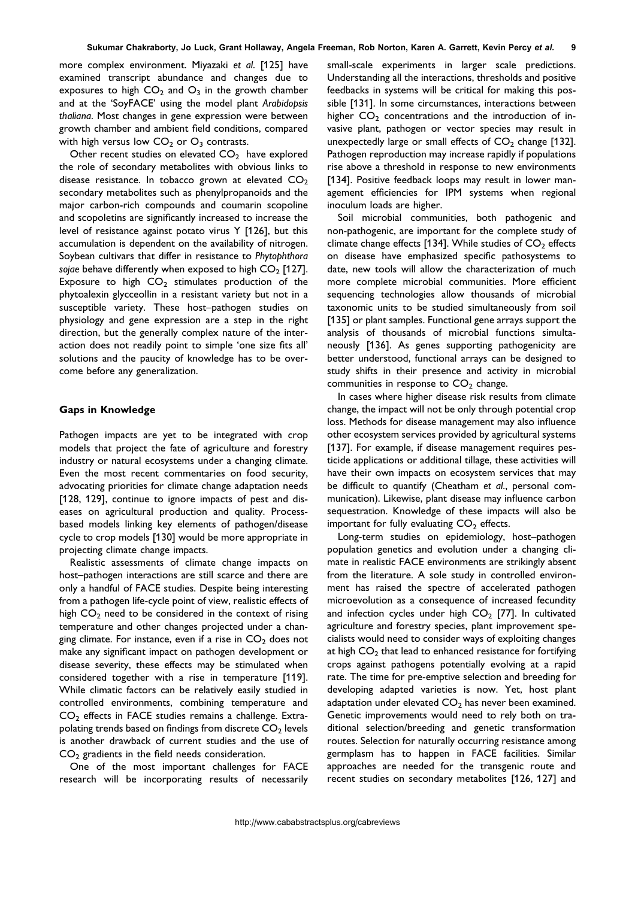more complex environment. Miyazaki *et al.* [125] have examined transcript abundance and changes due to exposures to high $CO_2$ and $O_3$ in the growth chamber and at the 'SoyFACE' using the model plant *Arabidopsis thaliana*. Most changes in gene expression were between growth chamber and ambient field conditions, compared with high versus low $CO_2$ or $O_3$ contrasts.

Other recent studies on elevated $CO_2$ have explored the role of secondary metabolites with obvious links to disease resistance. In tobacco grown at elevated $CO_2$ secondary metabolites such as phenylpropanoids and the major carbon-rich compounds and coumarin scopoline and scopoletins are significantly increased to increase the level of resistance against potato virus Y [126], but this accumulation is dependent on the availability of nitrogen. Soybean cultivars that differ in resistance to *Phytophthora sojae* behave differently when exposed to high $CO_2$ [127]. Exposure to high $CO_2$ stimulates production of the phytoalexin glycceollin in a resistant variety but not in a susceptible variety. These host–pathogen studies on physiology and gene expression are a step in the right direction, but the generally complex nature of the interaction does not readily point to simple 'one size fits all' solutions and the paucity of knowledge has to be overcome before any generalization.

## Gaps in Knowledge

Pathogen impacts are yet to be integrated with crop models that project the fate of agriculture and forestry industry or natural ecosystems under a changing climate. Even the most recent commentaries on food security, advocating priorities for climate change adaptation needs [128, 129], continue to ignore impacts of pest and diseases on agricultural production and quality. Process-based models linking key elements of pathogen/disease cycle to crop models [130] would be more appropriate in projecting climate change impacts.

Realistic assessments of climate change impacts on host–pathogen interactions are still scarce and there are only a handful of FACE studies. Despite being interesting from a pathogen life-cycle point of view, realistic effects of high $CO_2$ need to be considered in the context of rising temperature and other changes projected under a changing climate. For instance, even if a rise in $CO_2$ does not make any significant impact on pathogen development or disease severity, these effects may be stimulated when considered together with a rise in temperature [119]. While climatic factors can be relatively easily studied in controlled environments, combining temperature and $CO_2$ effects in FACE studies remains a challenge. Extrapolating trends based on findings from discrete $CO_2$ levels is another drawback of current studies and the use of $CO_2$ gradients in the field needs consideration.

One of the most important challenges for FACE research will be incorporating results of necessarily small-scale experiments in larger scale predictions. Understanding all the interactions, thresholds and positive feedbacks in systems will be critical for making this possible [131]. In some circumstances, interactions between higher $CO_2$ concentrations and the introduction of invasive plant, pathogen or vector species may result in unexpectedly large or small effects of $CO_2$ change [132]. Pathogen reproduction may increase rapidly if populations rise above a threshold in response to new environments [134]. Positive feedback loops may result in lower management efficiencies for IPM systems when regional inoculum loads are higher.

Soil microbial communities, both pathogenic and non-pathogenic, are important for the complete study of climate change effects [134]. While studies of $CO_2$ effects on disease have emphasized specific pathosystems to date, new tools will allow the characterization of much more complete microbial communities. More efficient sequencing technologies allow thousands of microbial taxonomic units to be studied simultaneously from soil [135] or plant samples. Functional gene arrays support the analysis of thousands of microbial functions simultaneously [136]. As genes supporting pathogenicity are better understood, functional arrays can be designed to study shifts in their presence and activity in microbial communities in response to $CO_2$ change.

In cases where higher disease risk results from climate change, the impact will not be only through potential crop loss. Methods for disease management may also influence other ecosystem services provided by agricultural systems [137]. For example, if disease management requires pesticide applications or additional tillage, these activities will have their own impacts on ecosystem services that may be difficult to quantify (Cheatham *et al.*, personal communication). Likewise, plant disease may influence carbon sequestration. Knowledge of these impacts will also be important for fully evaluating $CO_2$ effects.

Long-term studies on epidemiology, host–pathogen population genetics and evolution under a changing climate in realistic FACE environments are strikingly absent from the literature. A sole study in controlled environment has raised the spectre of accelerated pathogen microevolution as a consequence of increased fecundity and infection cycles under high $CO_2$ [77]. In cultivated agriculture and forestry species, plant improvement specialists would need to consider ways of exploiting changes at high $CO_2$ that lead to enhanced resistance for fortifying crops against pathogens potentially evolving at a rapid rate. The time for pre-emptive selection and breeding for developing adapted varieties is now. Yet, host plant adaptation under elevated $CO_2$ has never been examined. Genetic improvements would need to rely both on traditional selection/breeding and genetic transformation routes. Selection for naturally occurring resistance among germplasm has to happen in FACE facilities. Similar approaches are needed for the transgenic route and recent studies on secondary metabolites [126, 127] and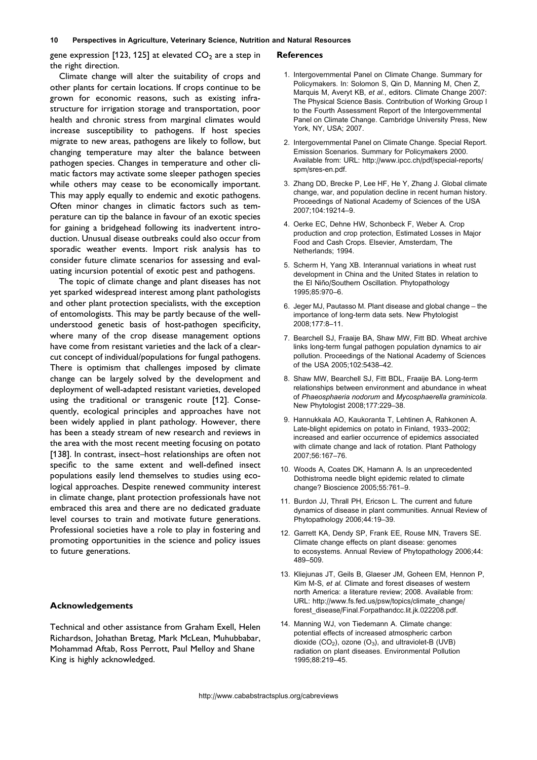gene expression [123, 125] at elevated $CO_2$ are a step in the right direction.

Climate change will alter the suitability of crops and other plants for certain locations. If crops continue to be grown for economic reasons, such as existing infrastructure for irrigation storage and transportation, poor health and chronic stress from marginal climates would increase susceptibility to pathogens. If host species migrate to new areas, pathogens are likely to follow, but changing temperature may alter the balance between pathogen species. Changes in temperature and other climatic factors may activate some sleeper pathogen species while others may cease to be economically important. This may apply equally to endemic and exotic pathogens. Often minor changes in climatic factors such as temperature can tip the balance in favour of an exotic species for gaining a bridgehead following its inadvertent introduction. Unusual disease outbreaks could also occur from sporadic weather events. Import risk analysis has to consider future climate scenarios for assessing and evaluating incursion potential of exotic pest and pathogens.

The topic of climate change and plant diseases has not yet sparked widespread interest among plant pathologists and other plant protection specialists, with the exception of entomologists. This may be partly because of the well-understood genetic basis of host-pathogen specificity, where many of the crop disease management options have come from resistant varieties and the lack of a clear-cut concept of individual/populations for fungal pathogens. There is optimism that challenges imposed by climate change can be largely solved by the development and deployment of well-adapted resistant varieties, developed using the traditional or transgenic route [12]. Consequently, ecological principles and approaches have not been widely applied in plant pathology. However, there has been a steady stream of new research and reviews in the area with the most recent meeting focusing on potato [138]. In contrast, insect–host relationships are often not specific to the same extent and well-defined insect populations easily lend themselves to studies using ecological approaches. Despite renewed community interest in climate change, plant protection professionals have not embraced this area and there are no dedicated graduate level courses to train and motivate future generations. Professional societies have a role to play in fostering and promoting opportunities in the science and policy issues to future generations.

## Acknowledgements

Technical and other assistance from Graham Exell, Helen Richardson, Johathan Bretag, Mark McLean, Muhubbabar, Mohammad Aftab, Ross Perrott, Paul Melloy and Shane King is highly acknowledged.

## References

1. Intergovernmental Panel on Climate Change. Summary for Policymakers. In: Solomon S, Qin D, Manning M, Chen Z, Marquis M, Averyt KB, *et al.*, editors. Climate Change 2007: The Physical Science Basis. Contribution of Working Group I to the Fourth Assessment Report of the Intergovernmental Panel on Climate Change. Cambridge University Press, New York, NY, USA; 2007.
2. Intergovernmental Panel on Climate Change. Special Report. Emission Scenarios. Summary for Policymakers 2000. Available from: URL: http://www.ipcc.ch/pdf/special-reports/spm/sres-en.pdf.
3. Zhang DD, Brecke P, Lee HF, He Y, Zhang J. Global climate change, war, and population decline in recent human history. Proceedings of National Academy of Sciences of the USA 2007;104:19214–9.
4. Oerke EC, Dehne HW, Schonbeck F, Weber A. Crop production and crop protection, Estimated Losses in Major Food and Cash Crops. Elsevier, Amsterdam, The Netherlands; 1994.
5. Scherm H, Yang XB. Interannual variations in wheat rust development in China and the United States in relation to the El Niño/Southern Oscillation. Phytopathology 1995;85:970–6.
6. Jeger MJ, Pautasso M. Plant disease and global change – the importance of long-term data sets. New Phytologist 2008;177:8–11.
7. Bearchell SJ, Fraaije BA, Shaw MW, Fitt BD. Wheat archive links long-term fungal pathogen population dynamics to air pollution. Proceedings of the National Academy of Sciences of the USA 2005;102:5438–42.
8. Shaw MW, Bearchell SJ, Fitt BDL, Fraaije BA. Long-term relationships between environment and abundance in wheat of *Phaeosphaeria nodorum* and *Mycosphaerella graminicola*. New Phytologist 2008;177:229–38.
9. Hannukkala AO, Kaukoranta T, Lehtinen A, Rahkonen A. Late-blight epidemics on potato in Finland, 1933–2002; increased and earlier occurrence of epidemics associated with climate change and lack of rotation. Plant Pathology 2007;56:167–76.
10. Woods A, Coates DK, Hamann A. Is an unprecedented Dothistroma needle blight epidemic related to climate change? Bioscience 2005;55:761–9.
11. Burdon JJ, Thrall PH, Ericson L. The current and future dynamics of disease in plant communities. Annual Review of Phytopathology 2006;44:19–39.
12. Garrett KA, Dendy SP, Frank EE, Rouse MN, Travers SE. Climate change effects on plant disease: genomes to ecosystems. Annual Review of Phytopathology 2006;44: 489–509.
13. Kliejunas JT, Geils B, Glaeser JM, Goheen EM, Hennon P, Kim M-S, *et al.* Climate and forest diseases of western north America: a literature review; 2008. Available from: URL: http://www.fs.fed.us/psw/topics/climate_change/forest_disease/Final.Forpathandcc.lit.jk.022208.pdf.
14. Manning WJ, von Tiedemann A. Climate change: potential effects of increased atmospheric carbon dioxide ($CO_2$), ozone ($O_3$), and ultraviolet-B (UVB) radiation on plant diseases. Environmental Pollution 1995;88:219–45.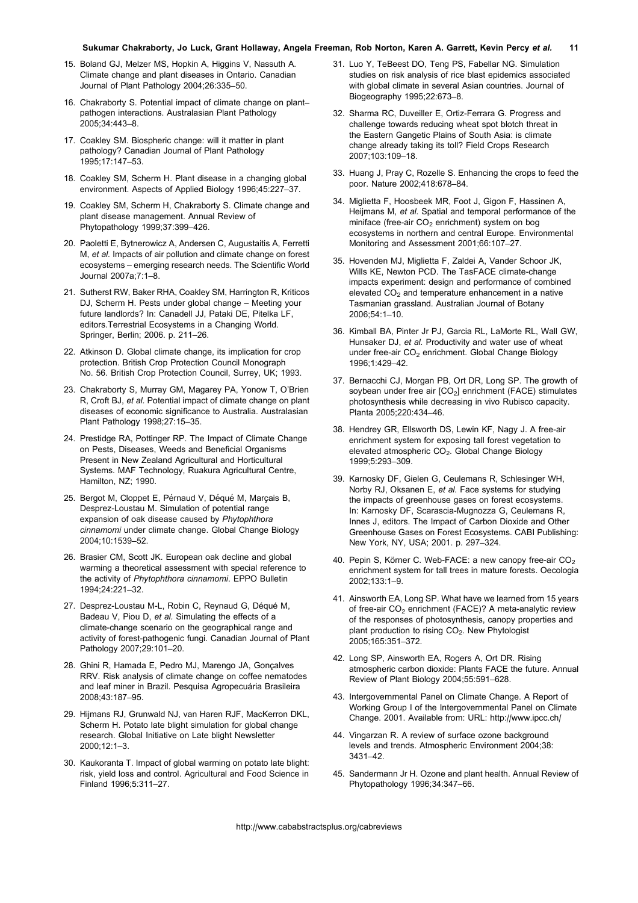15. Boland GJ, Melzer MS, Hopkin A, Higgins V, Nassuth A. Climate change and plant diseases in Ontario. Canadian Journal of Plant Pathology 2004;26:335–50.

16. Chakraborty S. Potential impact of climate change on plant–pathogen interactions. Australasian Plant Pathology 2005;34:443–8.

17. Coakley SM. Biospheric change: will it matter in plant pathology? Canadian Journal of Plant Pathology 1995;17:147–53.

18. Coakley SM, Scherm H. Plant disease in a changing global environment. Aspects of Applied Biology 1996;45:227–37.

19. Coakley SM, Scherm H, Chakraborty S. Climate change and plant disease management. Annual Review of Phytopathology 1999;37:399–426.

20. Paoletti E, Bytnerowicz A, Andersen C, Augustaitis A, Ferretti M, *et al.* Impacts of air pollution and climate change on forest ecosystems – emerging research needs. The Scientific World Journal 2007a;7:1–8.

21. Sutherst RW, Baker RHA, Coakley SM, Harrington R, Kriticos DJ, Scherm H. Pests under global change – Meeting your future landlords? In: Canadell JJ, Pataki DE, Pitelka LF, editors.Terrestrial Ecosystems in a Changing World. Springer, Berlin; 2006. p. 211–26.

22. Atkinson D. Global climate change, its implication for crop protection. British Crop Protection Council Monograph No. 56. British Crop Protection Council, Surrey, UK; 1993.

23. Chakraborty S, Murray GM, Magarey PA, Yonow T, O'Brien R, Croft BJ, *et al.* Potential impact of climate change on plant diseases of economic significance to Australia. Australasian Plant Pathology 1998;27:15–35.

24. Prestidge RA, Pottinger RP. The Impact of Climate Change on Pests, Diseases, Weeds and Beneficial Organisms Present in New Zealand Agricultural and Horticultural Systems. MAF Technology, Ruakura Agricultural Centre, Hamilton, NZ; 1990.

25. Bergot M, Cloppet E, Pérnaud V, Déqué M, Marçais B, Desprez-Loustau M. Simulation of potential range expansion of oak disease caused by *Phytophthora cinnamomi* under climate change. Global Change Biology 2004;10:1539–52.

26. Brasier CM, Scott JK. European oak decline and global warming a theoretical assessment with special reference to the activity of *Phytophthora cinnamomi*. EPPO Bulletin 1994;24:221–32.

27. Desprez-Loustau M-L, Robin C, Reynaud G, Déqué M, Badeau V, Piou D, *et al.* Simulating the effects of a climate-change scenario on the geographical range and activity of forest-pathogenic fungi. Canadian Journal of Plant Pathology 2007;29:101–20.

28. Ghini R, Hamada E, Pedro MJ, Marengo JA, Gonçalves RRV. Risk analysis of climate change on coffee nematodes and leaf miner in Brazil. Pesquisa Agropecuária Brasileira 2008;43:187–95.

29. Hijmans RJ, Grunwald NJ, van Haren RJF, MacKerron DKL, Scherm H. Potato late blight simulation for global change research. Global Initiative on Late blight Newsletter 2000;12:1–3.

30. Kaukoranta T. Impact of global warming on potato late blight: risk, yield loss and control. Agricultural and Food Science in Finland 1996;5:311–27.

31. Luo Y, TeBeest DO, Teng PS, Fabellar NG. Simulation studies on risk analysis of rice blast epidemics associated with global climate in several Asian countries. Journal of Biogeography 1995;22:673–8.

32. Sharma RC, Duveiller E, Ortiz-Ferrara G. Progress and challenge towards reducing wheat spot blotch threat in the Eastern Gangetic Plains of South Asia: is climate change already taking its toll? Field Crops Research 2007;103:109–18.

33. Huang J, Pray C, Rozelle S. Enhancing the crops to feed the poor. Nature 2002;418:678–84.

34. Miglietta F, Hoosbeek MR, Foot J, Gigon F, Hassinen A, Heijmans M, *et al.* Spatial and temporal performance of the miniface (free-air $CO_2$ enrichment) system on bog ecosystems in northern and central Europe. Environmental Monitoring and Assessment 2001;66:107–27.

35. Hovenden MJ, Miglietta F, Zaldei A, Vander Schoor JK, Wills KE, Newton PCD. The TasFACE climate-change impacts experiment: design and performance of combined elevated $CO_2$ and temperature enhancement in a native Tasmanian grassland. Australian Journal of Botany 2006;54:1–10.

36. Kimball BA, Pinter Jr PJ, Garcia RL, LaMorte RL, Wall GW, Hunsaker DJ, *et al.* Productivity and water use of wheat under free-air $CO_2$ enrichment. Global Change Biology 1996;1:429–42.

37. Bernacchi CJ, Morgan PB, Ort DR, Long SP. The growth of soybean under free air [$CO_2$] enrichment (FACE) stimulates photosynthesis while decreasing in vivo Rubisco capacity. Planta 2005;220:434–46.

38. Hendrey GR, Ellsworth DS, Lewin KF, Nagy J. A free-air enrichment system for exposing tall forest vegetation to elevated atmospheric $CO_2$. Global Change Biology 1999;5:293–309.

39. Karnosky DF, Gielen G, Ceulemans R, Schlesinger WH, Norby RJ, Oksanen E, *et al.* Face systems for studying the impacts of greenhouse gases on forest ecosystems. In: Karnosky DF, Scarascia-Mugnozza G, Ceulemans R, Innes J, editors. The Impact of Carbon Dioxide and Other Greenhouse Gases on Forest Ecosystems. CABI Publishing: New York, NY, USA; 2001. p. 297–324.

40. Pepin S, Körner C. Web-FACE: a new canopy free-air $CO_2$ enrichment system for tall trees in mature forests. Oecologia 2002;133:1–9.

41. Ainsworth EA, Long SP. What have we learned from 15 years of free-air $CO_2$ enrichment (FACE)? A meta-analytic review of the responses of photosynthesis, canopy properties and plant production to rising $CO_2$. New Phytologist 2005;165:351–372.

42. Long SP, Ainsworth EA, Rogers A, Ort DR. Rising atmospheric carbon dioxide: Plants FACE the future. Annual Review of Plant Biology 2004;55:591–628.

43. Intergovernmental Panel on Climate Change. A Report of Working Group I of the Intergovernmental Panel on Climate Change. 2001. Available from: URL: http://www.ipcc.ch/

44. Vingarzan R. A review of surface ozone background levels and trends. Atmospheric Environment 2004;38: 3431–42.

45. Sandermann Jr H. Ozone and plant health. Annual Review of Phytopathology 1996;34:347–66.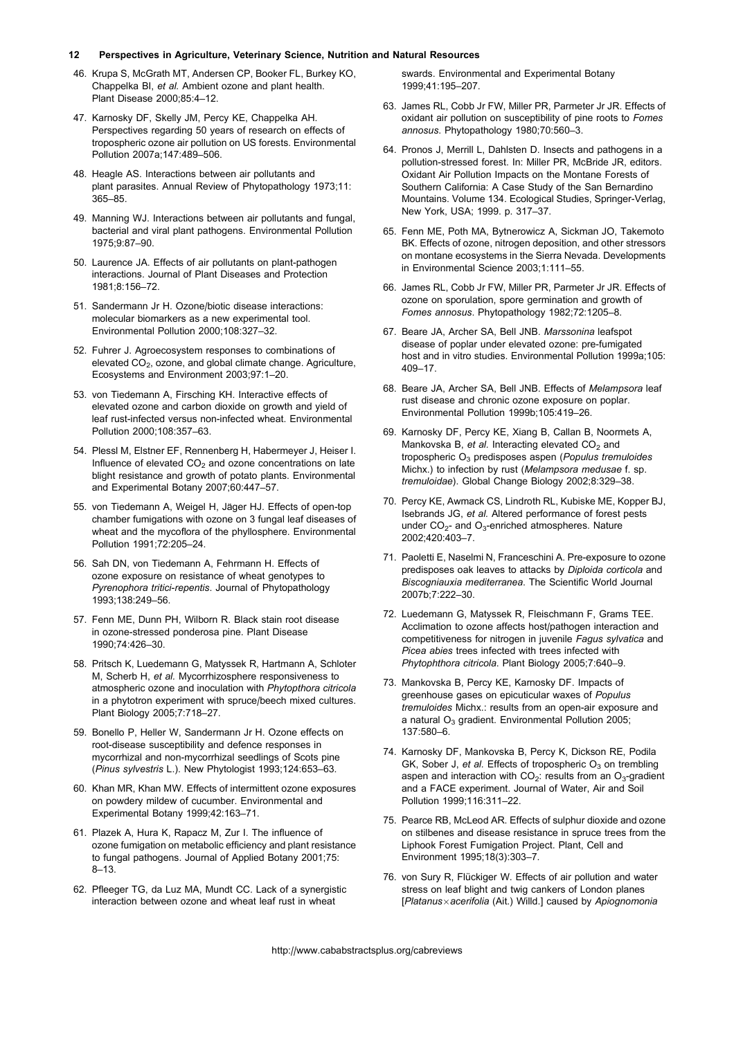46. Krupa S, McGrath MT, Andersen CP, Booker FL, Burkey KO, Chappelka BI, *et al.* Ambient ozone and plant health. Plant Disease 2000;85:4–12.

47. Karnosky DF, Skelly JM, Percy KE, Chappelka AH. Perspectives regarding 50 years of research on effects of tropospheric ozone air pollution on US forests. Environmental Pollution 2007a;147:489–506.

48. Heagle AS. Interactions between air pollutants and plant parasites. Annual Review of Phytopathology 1973;11: 365–85.

49. Manning WJ. Interactions between air pollutants and fungal, bacterial and viral plant pathogens. Environmental Pollution 1975;9:87–90.

50. Laurence JA. Effects of air pollutants on plant-pathogen interactions. Journal of Plant Diseases and Protection 1981;8:156–72.

51. Sandermann Jr H. Ozone/biotic disease interactions: molecular biomarkers as a new experimental tool. Environmental Pollution 2000;108:327–32.

52. Fuhrer J. Agroecosystem responses to combinations of elevated $CO_2$, ozone, and global climate change. Agriculture, Ecosystems and Environment 2003;97:1–20.

53. von Tiedemann A, Firsching KH. Interactive effects of elevated ozone and carbon dioxide on growth and yield of leaf rust-infected versus non-infected wheat. Environmental Pollution 2000;108:357–63.

54. Plessl M, Elstner EF, Rennenberg H, Habermeyer J, Heiser I. Influence of elevated $CO_2$ and ozone concentrations on late blight resistance and growth of potato plants. Environmental and Experimental Botany 2007;60:447–57.

55. von Tiedemann A, Weigel H, Jäger HJ. Effects of open-top chamber fumigations with ozone on 3 fungal leaf diseases of wheat and the mycoflora of the phyllosphere. Environmental Pollution 1991;72:205–24.

56. Sah DN, von Tiedemann A, Fehrmann H. Effects of ozone exposure on resistance of wheat genotypes to *Pyrenophora tritici-repentis*. Journal of Phytopathology 1993;138:249–56.

57. Fenn ME, Dunn PH, Wilborn R. Black stain root disease in ozone-stressed ponderosa pine. Plant Disease 1990;74:426–30.

58. Pritsch K, Luedemann G, Matyssek R, Hartmann A, Schloter M, Scherb H, *et al.* Mycorrhizosphere responsiveness to atmospheric ozone and inoculation with *Phytopthora citricola* in a phytotron experiment with spruce/beech mixed cultures. Plant Biology 2005;7:718–27.

59. Bonello P, Heller W, Sandermann Jr H. Ozone effects on root-disease susceptibility and defence responses in mycorrhizal and non-mycorrhizal seedlings of Scots pine (*Pinus sylvestris* L.). New Phytologist 1993;124:653–63.

60. Khan MR, Khan MW. Effects of intermittent ozone exposures on powdery mildew of cucumber. Environmental and Experimental Botany 1999;42:163–71.

61. Plazek A, Hura K, Rapacz M, Zur I. The influence of ozone fumigation on metabolic efficiency and plant resistance to fungal pathogens. Journal of Applied Botany 2001;75: 8–13.

62. Pfleeger TG, da Luz MA, Mundt CC. Lack of a synergistic interaction between ozone and wheat leaf rust in wheat swards. Environmental and Experimental Botany 1999;41:195–207.

63. James RL, Cobb Jr FW, Miller PR, Parmeter Jr JR. Effects of oxidant air pollution on susceptibility of pine roots to *Fomes annosus*. Phytopathology 1980;70:560–3.

64. Pronos J, Merrill L, Dahlsten D. Insects and pathogens in a pollution-stressed forest. In: Miller PR, McBride JR, editors. Oxidant Air Pollution Impacts on the Montane Forests of Southern California: A Case Study of the San Bernardino Mountains. Volume 134. Ecological Studies, Springer-Verlag, New York, USA; 1999. p. 317–37.

65. Fenn ME, Poth MA, Bytnerowicz A, Sickman JO, Takemoto BK. Effects of ozone, nitrogen deposition, and other stressors on montane ecosystems in the Sierra Nevada. Developments in Environmental Science 2003;1:111–55.

66. James RL, Cobb Jr FW, Miller PR, Parmeter Jr JR. Effects of ozone on sporulation, spore germination and growth of *Fomes annosus*. Phytopathology 1982;72:1205–8.

67. Beare JA, Archer SA, Bell JNB. *Marssonina* leafspot disease of poplar under elevated ozone: pre-fumigated host and in vitro studies. Environmental Pollution 1999a;105: 409–17.

68. Beare JA, Archer SA, Bell JNB. Effects of *Melampsora* leaf rust disease and chronic ozone exposure on poplar. Environmental Pollution 1999b;105:419–26.

69. Karnosky DF, Percy KE, Xiang B, Callan B, Noormets A, Mankovska B, *et al.* Interacting elevated $CO_2$ and tropospheric $O_3$ predisposes aspen (*Populus tremuloides* Michx.) to infection by rust (*Melampsora medusae* f. sp. *tremuloidae*). Global Change Biology 2002;8:329–38.

70. Percy KE, Awmack CS, Lindroth RL, Kubiske ME, Kopper BJ, Isebrands JG, *et al.* Altered performance of forest pests under $CO_2$- and $O_3$-enriched atmospheres. Nature 2002;420:403–7.

71. Paoletti E, Naselmi N, Franceschini A. Pre-exposure to ozone predisposes oak leaves to attacks by *Diploida corticola* and *Biscogniauxia mediterranea*. The Scientific World Journal 2007b;7:222–30.

72. Luedemann G, Matyssek R, Fleischmann F, Grams TEE. Acclimation to ozone affects host/pathogen interaction and competitiveness for nitrogen in juvenile *Fagus sylvatica* and *Picea abies* trees infected with trees infected with *Phytophthora citricola*. Plant Biology 2005;7:640–9.

73. Mankovska B, Percy KE, Karnosky DF. Impacts of greenhouse gases on epicuticular waxes of *Populus tremuloides* Michx.: results from an open-air exposure and a natural $O_3$ gradient. Environmental Pollution 2005; 137:580–6.

74. Karnosky DF, Mankovska B, Percy K, Dickson RE, Podila GK, Sober J, *et al.* Effects of tropospheric $O_3$ on trembling aspen and interaction with $CO_2$: results from an $O_3$-gradient and a FACE experiment. Journal of Water, Air and Soil Pollution 1999;116:311–22.

75. Pearce RB, McLeod AR. Effects of sulphur dioxide and ozone on stilbenes and disease resistance in spruce trees from the Liphook Forest Fumigation Project. Plant, Cell and Environment 1995;18(3):303–7.

76. von Sury R, Flückiger W. Effects of air pollution and water stress on leaf blight and twig cankers of London planes [*Platanus* × *acerifolia* (Ait.) Willd.] caused by *Apiognomonia*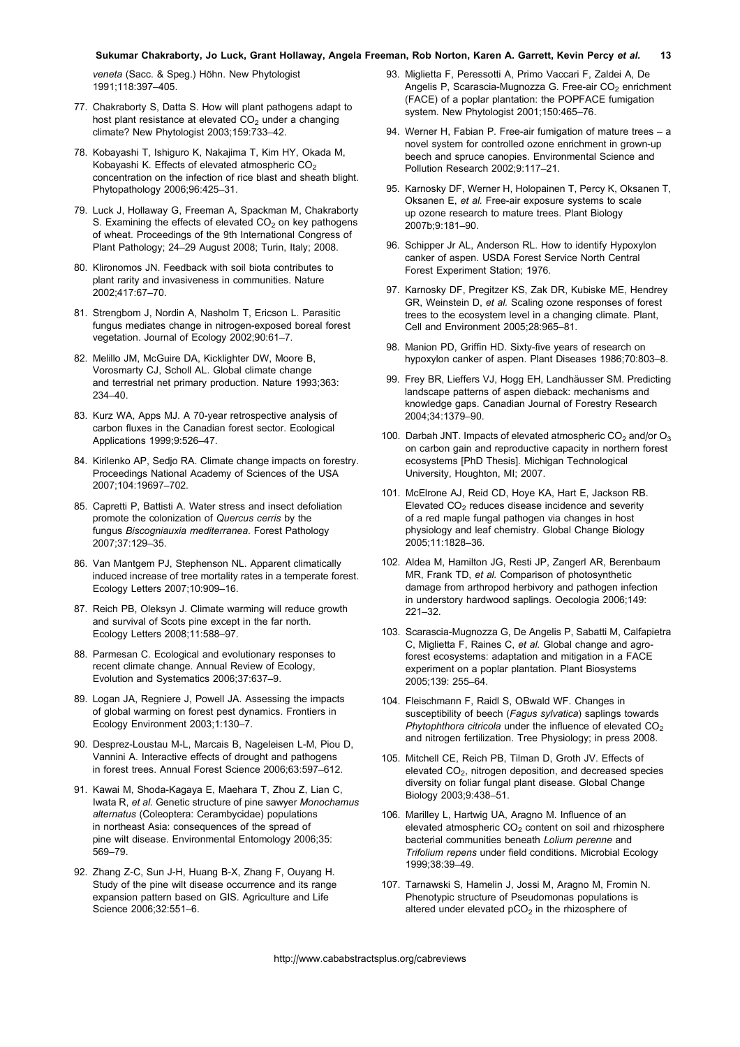*veneta* (Sacc. & Speg.) Höhn. New Phytologist 1991;118:397–405.

77. Chakraborty S, Datta S. How will plant pathogens adapt to host plant resistance at elevated $CO_2$ under a changing climate? New Phytologist 2003;159:733–42.

78. Kobayashi T, Ishiguro K, Nakajima T, Kim HY, Okada M, Kobayashi K. Effects of elevated atmospheric $CO_2$ concentration on the infection of rice blast and sheath blight. Phytopathology 2006;96:425–31.

79. Luck J, Hollaway G, Freeman A, Spackman M, Chakraborty S. Examining the effects of elevated $CO_2$ on key pathogens of wheat. Proceedings of the 9th International Congress of Plant Pathology; 24–29 August 2008; Turin, Italy; 2008.

80. Klironomos JN. Feedback with soil biota contributes to plant rarity and invasiveness in communities. Nature 2002;417:67–70.

81. Strengbom J, Nordin A, Nasholm T, Ericson L. Parasitic fungus mediates change in nitrogen-exposed boreal forest vegetation. Journal of Ecology 2002;90:61–7.

82. Melillo JM, McGuire DA, Kicklighter DW, Moore B, Vorosmarty CJ, Scholl AL. Global climate change and terrestrial net primary production. Nature 1993;363: 234–40.

83. Kurz WA, Apps MJ. A 70-year retrospective analysis of carbon fluxes in the Canadian forest sector. Ecological Applications 1999;9:526–47.

84. Kirilenko AP, Sedjo RA. Climate change impacts on forestry. Proceedings National Academy of Sciences of the USA 2007;104:19697–702.

85. Capretti P, Battisti A. Water stress and insect defoliation promote the colonization of *Quercus cerris* by the fungus *Biscogniauxia mediterranea*. Forest Pathology 2007;37:129–35.

86. Van Mantgem PJ, Stephenson NL. Apparent climatically induced increase of tree mortality rates in a temperate forest. Ecology Letters 2007;10:909–16.

87. Reich PB, Oleksyn J. Climate warming will reduce growth and survival of Scots pine except in the far north. Ecology Letters 2008;11:588–97.

88. Parmesan C. Ecological and evolutionary responses to recent climate change. Annual Review of Ecology, Evolution and Systematics 2006;37:637–9.

89. Logan JA, Regniere J, Powell JA. Assessing the impacts of global warming on forest pest dynamics. Frontiers in Ecology Environment 2003;1:130–7.

90. Desprez-Loustau M-L, Marcais B, Nageleisen L-M, Piou D, Vannini A. Interactive effects of drought and pathogens in forest trees. Annual Forest Science 2006;63:597–612.

91. Kawai M, Shoda-Kagaya E, Maehara T, Zhou Z, Lian C, Iwata R, *et al.* Genetic structure of pine sawyer *Monochamus alternatus* (Coleoptera: Cerambycidae) populations in northeast Asia: consequences of the spread of pine wilt disease. Environmental Entomology 2006;35: 569–79.

92. Zhang Z-C, Sun J-H, Huang B-X, Zhang F, Ouyang H. Study of the pine wilt disease occurrence and its range expansion pattern based on GIS. Agriculture and Life Science 2006;32:551–6.

93. Miglietta F, Peressotti A, Primo Vaccari F, Zaldei A, De Angelis P, Scarascia-Mugnozza G. Free-air $CO_2$ enrichment (FACE) of a poplar plantation: the POPFACE fumigation system. New Phytologist 2001;150:465–76.

94. Werner H, Fabian P. Free-air fumigation of mature trees – a novel system for controlled ozone enrichment in grown-up beech and spruce canopies. Environmental Science and Pollution Research 2002;9:117–21.

95. Karnosky DF, Werner H, Holopainen T, Percy K, Oksanen T, Oksanen E, *et al.* Free-air exposure systems to scale up ozone research to mature trees. Plant Biology 2007b;9:181–90.

96. Schipper Jr AL, Anderson RL. How to identify Hypoxylon canker of aspen. USDA Forest Service North Central Forest Experiment Station; 1976.

97. Karnosky DF, Pregitzer KS, Zak DR, Kubiske ME, Hendrey GR, Weinstein D, *et al.* Scaling ozone responses of forest trees to the ecosystem level in a changing climate. Plant, Cell and Environment 2005;28:965–81.

98. Manion PD, Griffin HD. Sixty-five years of research on hypoxylon canker of aspen. Plant Diseases 1986;70:803–8.

99. Frey BR, Lieffers VJ, Hogg EH, Landhäusser SM. Predicting landscape patterns of aspen dieback: mechanisms and knowledge gaps. Canadian Journal of Forestry Research 2004;34:1379–90.

100. Darbah JNT. Impacts of elevated atmospheric $CO_2$ and/or $O_3$ on carbon gain and reproductive capacity in northern forest ecosystems [PhD Thesis]. Michigan Technological University, Houghton, MI; 2007.

101. McElrone AJ, Reid CD, Hoye KA, Hart E, Jackson RB. Elevated $CO_2$ reduces disease incidence and severity of a red maple fungal pathogen via changes in host physiology and leaf chemistry. Global Change Biology 2005;11:1828–36.

102. Aldea M, Hamilton JG, Resti JP, Zangerl AR, Berenbaum MR, Frank TD, *et al.* Comparison of photosynthetic damage from arthropod herbivory and pathogen infection in understory hardwood saplings. Oecologia 2006;149: 221–32.

103. Scarascia-Mugnozza G, De Angelis P, Sabatti M, Calfapietra C, Miglietta F, Raines C, *et al.* Global change and agro-forest ecosystems: adaptation and mitigation in a FACE experiment on a poplar plantation. Plant Biosystems 2005;139: 255–64.

104. Fleischmann F, Raidl S, OBwald WF. Changes in susceptibility of beech (*Fagus sylvatica*) saplings towards *Phytophthora citricola* under the influence of elevated $CO_2$ and nitrogen fertilization. Tree Physiology; in press 2008.

105. Mitchell CE, Reich PB, Tilman D, Groth JV. Effects of elevated $CO_2$, nitrogen deposition, and decreased species diversity on foliar fungal plant disease. Global Change Biology 2003;9:438–51.

106. Marilley L, Hartwig UA, Aragno M. Influence of an elevated atmospheric $CO_2$ content on soil and rhizosphere bacterial communities beneath *Lolium perenne* and *Trifolium repens* under field conditions. Microbial Ecology 1999;38:39–49.

107. Tarnawski S, Hamelin J, Jossi M, Aragno M, Fromin N. Phenotypic structure of Pseudomonas populations is altered under elevated $pCO_2$ in the rhizosphere of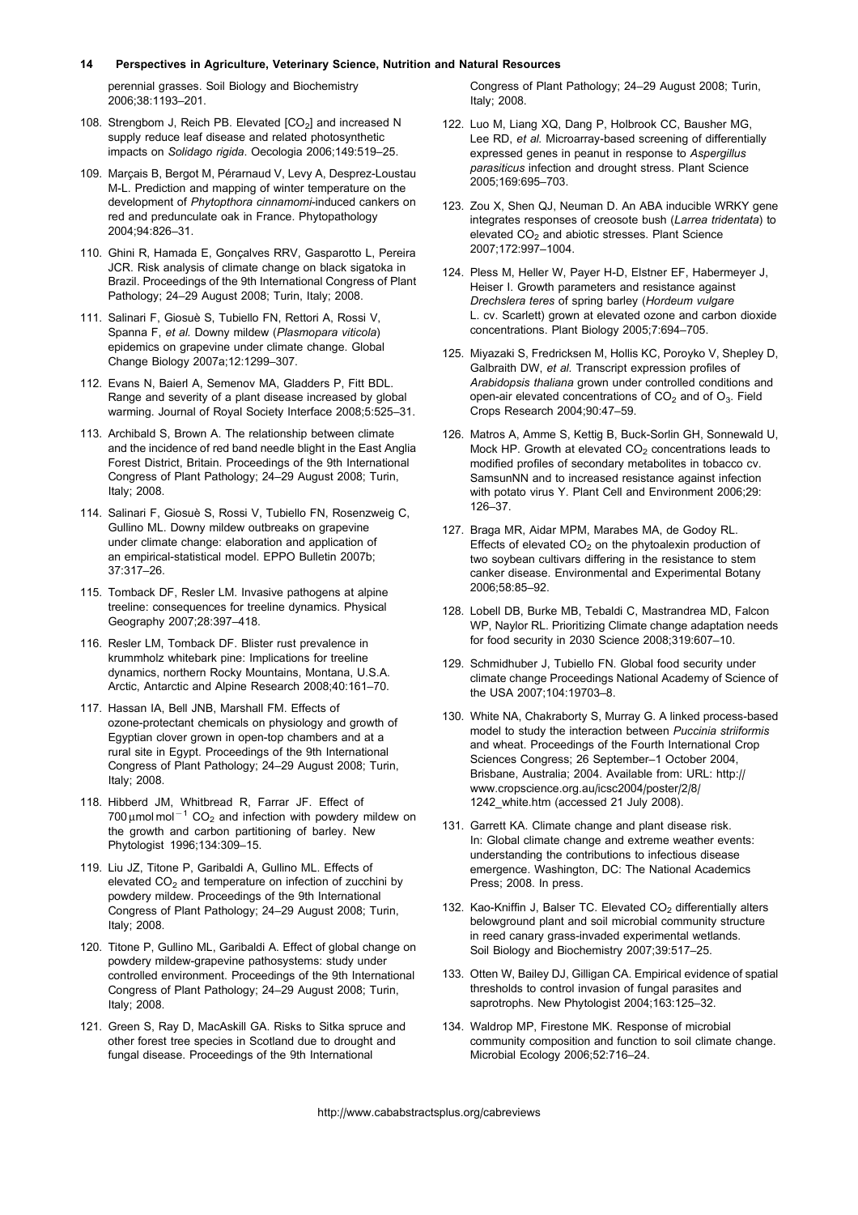perennial grasses. Soil Biology and Biochemistry 2006;38:1193–201.

108. Strengbom J, Reich PB. Elevated [$CO_2$] and increased N supply reduce leaf disease and related photosynthetic impacts on *Solidago rigida*. Oecologia 2006;149:519–25.

109. Marçais B, Bergot M, Pérarnaud V, Levy A, Desprez-Loustau M-L. Prediction and mapping of winter temperature on the development of *Phytopthora cinnamomi*-induced cankers on red and predunculate oak in France. Phytopathology 2004;94:826–31.

110. Ghini R, Hamada E, Gonçalves RRV, Gasparotto L, Pereira JCR. Risk analysis of climate change on black sigatoka in Brazil. Proceedings of the 9th International Congress of Plant Pathology; 24–29 August 2008; Turin, Italy; 2008.

111. Salinari F, Giosuè S, Tubiello FN, Rettori A, Rossi V, Spanna F, *et al.* Downy mildew (*Plasmopara viticola*) epidemics on grapevine under climate change. Global Change Biology 2007a;12:1299–307.

112. Evans N, Baierl A, Semenov MA, Gladders P, Fitt BDL. Range and severity of a plant disease increased by global warming. Journal of Royal Society Interface 2008;5:525–31.

113. Archibald S, Brown A. The relationship between climate and the incidence of red band needle blight in the East Anglia Forest District, Britain. Proceedings of the 9th International Congress of Plant Pathology; 24–29 August 2008; Turin, Italy; 2008.

114. Salinari F, Giosuè S, Rossi V, Tubiello FN, Rosenzweig C, Gullino ML. Downy mildew outbreaks on grapevine under climate change: elaboration and application of an empirical-statistical model. EPPO Bulletin 2007b; 37:317–26.

115. Tomback DF, Resler LM. Invasive pathogens at alpine treeline: consequences for treeline dynamics. Physical Geography 2007;28:397–418.

116. Resler LM, Tomback DF. Blister rust prevalence in krummholz whitebark pine: Implications for treeline dynamics, northern Rocky Mountains, Montana, U.S.A. Arctic, Antarctic and Alpine Research 2008;40:161–70.

117. Hassan IA, Bell JNB, Marshall FM. Effects of ozone-protectant chemicals on physiology and growth of Egyptian clover grown in open-top chambers and at a rural site in Egypt. Proceedings of the 9th International Congress of Plant Pathology; 24–29 August 2008; Turin, Italy; 2008.

118. Hibberd JM, Whitbread R, Farrar JF. Effect of 700 $\mu$mol mol$^{-1}$ $CO_2$ and infection with powdery mildew on the growth and carbon partitioning of barley. New Phytologist 1996;134:309–15.

119. Liu JZ, Titone P, Garibaldi A, Gullino ML. Effects of elevated $CO_2$ and temperature on infection of zucchini by powdery mildew. Proceedings of the 9th International Congress of Plant Pathology; 24–29 August 2008; Turin, Italy; 2008.

120. Titone P, Gullino ML, Garibaldi A. Effect of global change on powdery mildew-grapevine pathosystems: study under controlled environment. Proceedings of the 9th International Congress of Plant Pathology; 24–29 August 2008; Turin, Italy; 2008.

121. Green S, Ray D, MacAskill GA. Risks to Sitka spruce and other forest tree species in Scotland due to drought and fungal disease. Proceedings of the 9th International Congress of Plant Pathology; 24–29 August 2008; Turin, Italy; 2008.

122. Luo M, Liang XQ, Dang P, Holbrook CC, Bausher MG, Lee RD, *et al.* Microarray-based screening of differentially expressed genes in peanut in response to *Aspergillus parasiticus* infection and drought stress. Plant Science 2005;169:695–703.

123. Zou X, Shen QJ, Neuman D. An ABA inducible WRKY gene integrates responses of creosote bush (*Larrea tridentata*) to elevated $CO_2$ and abiotic stresses. Plant Science 2007;172:997–1004.

124. Pless M, Heller W, Payer H-D, Elstner EF, Habermeyer J, Heiser I. Growth parameters and resistance against *Drechslera teres* of spring barley (*Hordeum vulgare* L. cv. Scarlett) grown at elevated ozone and carbon dioxide concentrations. Plant Biology 2005;7:694–705.

125. Miyazaki S, Fredricksen M, Hollis KC, Poroyko V, Shepley D, Galbraith DW, *et al.* Transcript expression profiles of *Arabidopsis thaliana* grown under controlled conditions and open-air elevated concentrations of $CO_2$ and of $O_3$. Field Crops Research 2004;90:47–59.

126. Matros A, Amme S, Kettig B, Buck-Sorlin GH, Sonnewald U, Mock HP. Growth at elevated $CO_2$ concentrations leads to modified profiles of secondary metabolites in tobacco cv. SamsunNN and to increased resistance against infection with potato virus Y. Plant Cell and Environment 2006;29: 126–37.

127. Braga MR, Aidar MPM, Marabes MA, de Godoy RL. Effects of elevated $CO_2$ on the phytoalexin production of two soybean cultivars differing in the resistance to stem canker disease. Environmental and Experimental Botany 2006;58:85–92.

128. Lobell DB, Burke MB, Tebaldi C, Mastrandrea MD, Falcon WP, Naylor RL. Prioritizing Climate change adaptation needs for food security in 2030 Science 2008;319:607–10.

129. Schmidhuber J, Tubiello FN. Global food security under climate change Proceedings National Academy of Science of the USA 2007;104:19703–8.

130. White NA, Chakraborty S, Murray G. A linked process-based model to study the interaction between *Puccinia striiformis* and wheat. Proceedings of the Fourth International Crop Sciences Congress; 26 September–1 October 2004, Brisbane, Australia; 2004. Available from: URL: http://www.cropscience.org.au/icsc2004/poster/2/8/1242_white.htm (accessed 21 July 2008).

131. Garrett KA. Climate change and plant disease risk. In: Global climate change and extreme weather events: understanding the contributions to infectious disease emergence. Washington, DC: The National Academics Press; 2008. In press.

132. Kao-Kniffin J, Balser TC. Elevated $CO_2$ differentially alters belowground plant and soil microbial community structure in reed canary grass-invaded experimental wetlands. Soil Biology and Biochemistry 2007;39:517–25.

133. Otten W, Bailey DJ, Gilligan CA. Empirical evidence of spatial thresholds to control invasion of fungal parasites and saprotrophs. New Phytologist 2004;163:125–32.

134. Waldrop MP, Firestone MK. Response of microbial community composition and function to soil climate change. Microbial Ecology 2006;52:716–24.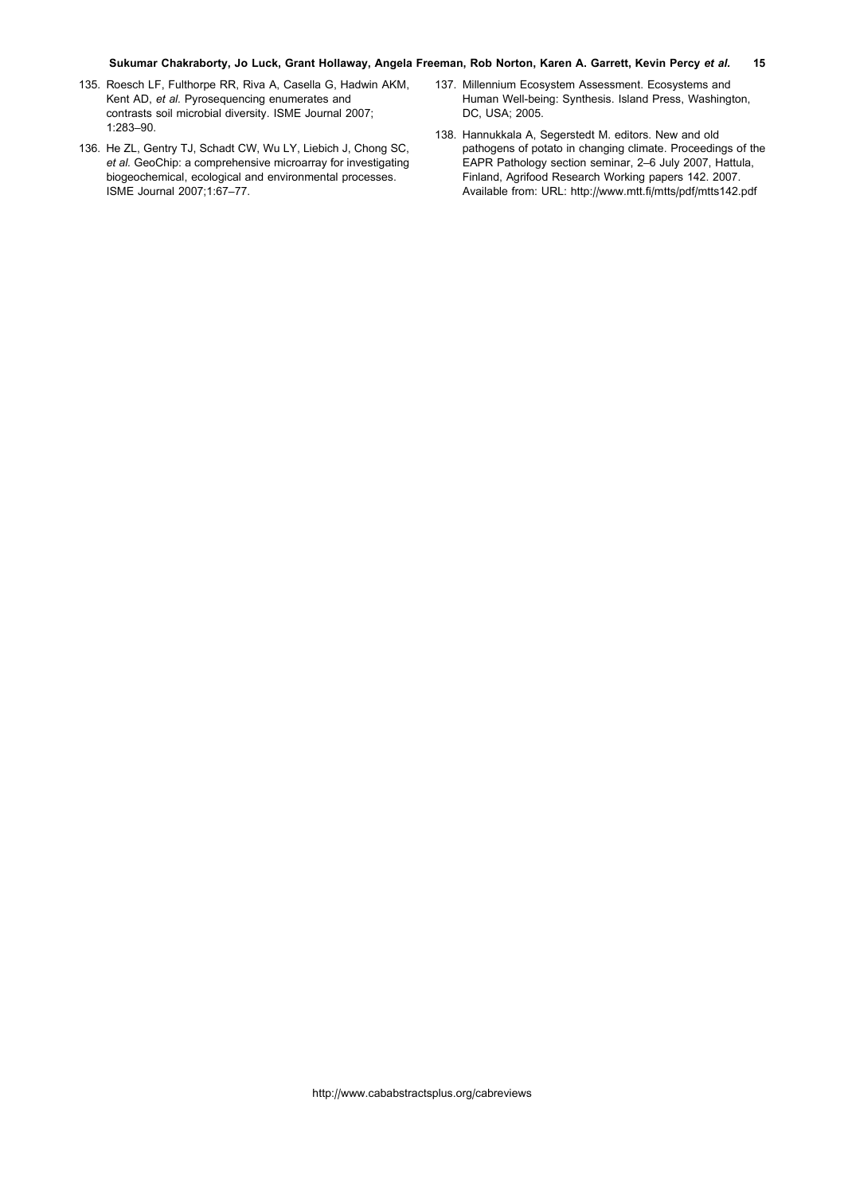135. Roesch LF, Fulthorpe RR, Riva A, Casella G, Hadwin AKM, Kent AD, *et al.* Pyrosequencing enumerates and contrasts soil microbial diversity. ISME Journal 2007; 1:283–90.

136. He ZL, Gentry TJ, Schadt CW, Wu LY, Liebich J, Chong SC, *et al.* GeoChip: a comprehensive microarray for investigating biogeochemical, ecological and environmental processes. ISME Journal 2007;1:67–77.

137. Millennium Ecosystem Assessment. Ecosystems and Human Well-being: Synthesis. Island Press, Washington, DC, USA; 2005.

138. Hannukkala A, Segerstedt M. editors. New and old pathogens of potato in changing climate. Proceedings of the EAPR Pathology section seminar, 2–6 July 2007, Hattula, Finland, Agrifood Research Working papers 142. 2007. Available from: URL: http://www.mtt.fi/mtts/pdf/mtts142.pdf